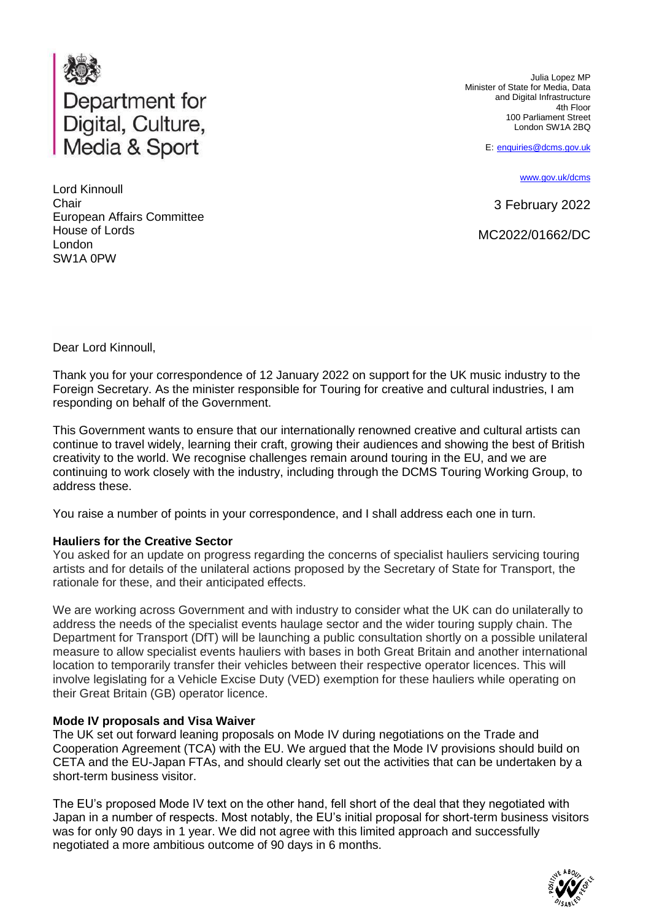Department for Digital, Culture, Media & Sport

Julia Lopez MP
Minister of State for Media, Data and Digital Infrastructure
4th Floor
100 Parliament Street
London SW1A 2BQ

E: enquiries@dcms.gov.uk

www.gov.uk/dcms

Lord Kinnoull
Chair
European Affairs Committee
House of Lords
London
SW1A 0PW

3 February 2022

MC2022/01662/DC

Dear Lord Kinnoull,

Thank you for your correspondence of 12 January 2022 on support for the UK music industry to the Foreign Secretary. As the minister responsible for Touring for creative and cultural industries, I am responding on behalf of the Government.

This Government wants to ensure that our internationally renowned creative and cultural artists can continue to travel widely, learning their craft, growing their audiences and showing the best of British creativity to the world. We recognise challenges remain around touring in the EU, and we are continuing to work closely with the industry, including through the DCMS Touring Working Group, to address these.

You raise a number of points in your correspondence, and I shall address each one in turn.

**Hauliers for the Creative Sector**

You asked for an update on progress regarding the concerns of specialist hauliers servicing touring artists and for details of the unilateral actions proposed by the Secretary of State for Transport, the rationale for these, and their anticipated effects.

We are working across Government and with industry to consider what the UK can do unilaterally to address the needs of the specialist events haulage sector and the wider touring supply chain. The Department for Transport (DfT) will be launching a public consultation shortly on a possible unilateral measure to allow specialist events hauliers with bases in both Great Britain and another international location to temporarily transfer their vehicles between their respective operator licences. This will involve legislating for a Vehicle Excise Duty (VED) exemption for these hauliers while operating on their Great Britain (GB) operator licence.

**Mode IV proposals and Visa Waiver**

The UK set out forward leaning proposals on Mode IV during negotiations on the Trade and Cooperation Agreement (TCA) with the EU. We argued that the Mode IV provisions should build on CETA and the EU-Japan FTAs, and should clearly set out the activities that can be undertaken by a short-term business visitor.

The EU's proposed Mode IV text on the other hand, fell short of the deal that they negotiated with Japan in a number of respects. Most notably, the EU's initial proposal for short-term business visitors was for only 90 days in 1 year. We did not agree with this limited approach and successfully negotiated a more ambitious outcome of 90 days in 6 months.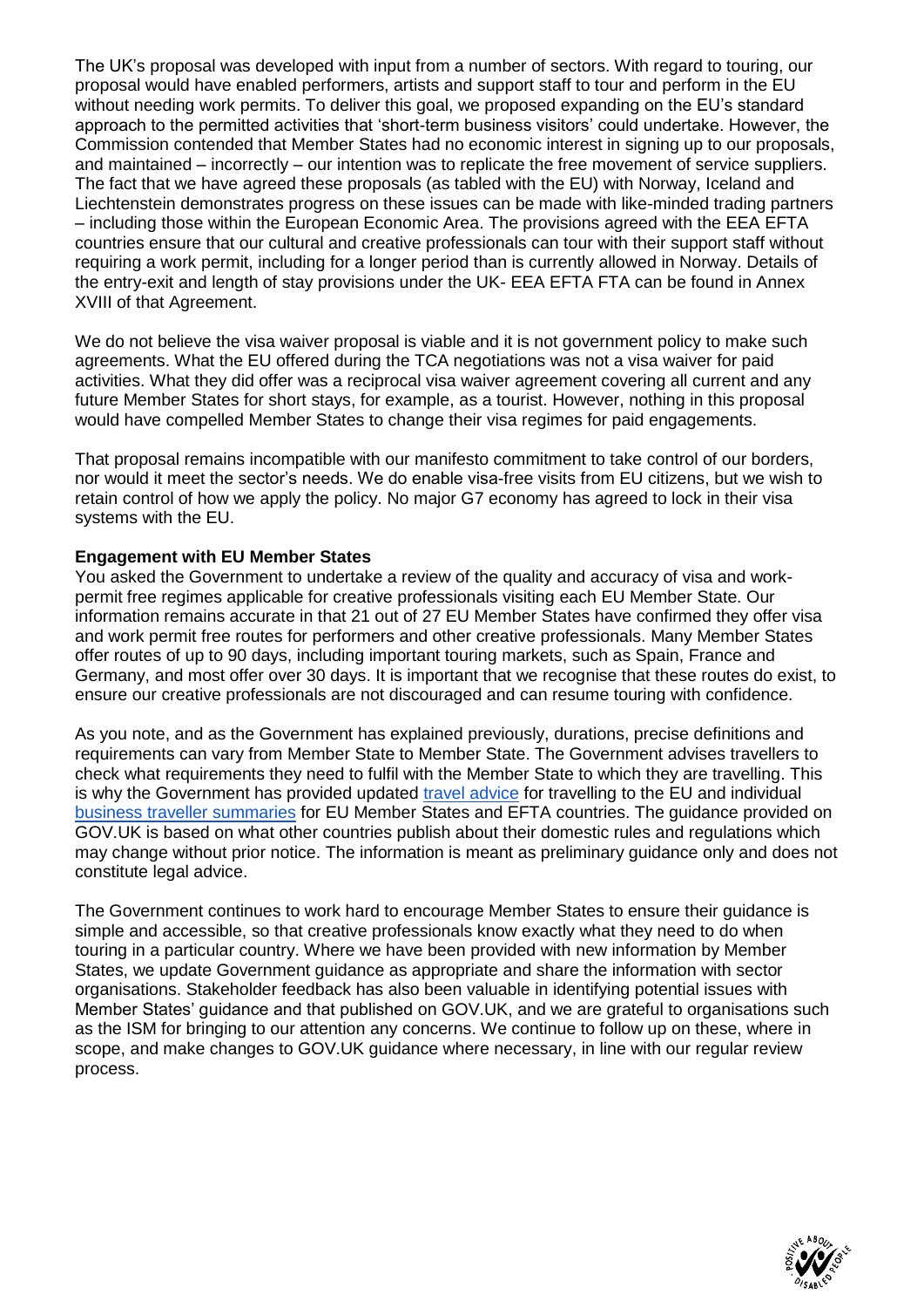The UK's proposal was developed with input from a number of sectors. With regard to touring, our proposal would have enabled performers, artists and support staff to tour and perform in the EU without needing work permits. To deliver this goal, we proposed expanding on the EU's standard approach to the permitted activities that 'short-term business visitors' could undertake. However, the Commission contended that Member States had no economic interest in signing up to our proposals, and maintained – incorrectly – our intention was to replicate the free movement of service suppliers. The fact that we have agreed these proposals (as tabled with the EU) with Norway, Iceland and Liechtenstein demonstrates progress on these issues can be made with like-minded trading partners – including those within the European Economic Area. The provisions agreed with the EEA EFTA countries ensure that our cultural and creative professionals can tour with their support staff without requiring a work permit, including for a longer period than is currently allowed in Norway. Details of the entry-exit and length of stay provisions under the UK- EEA EFTA FTA can be found in Annex XVIII of that Agreement.

We do not believe the visa waiver proposal is viable and it is not government policy to make such agreements. What the EU offered during the TCA negotiations was not a visa waiver for paid activities. What they did offer was a reciprocal visa waiver agreement covering all current and any future Member States for short stays, for example, as a tourist. However, nothing in this proposal would have compelled Member States to change their visa regimes for paid engagements.

That proposal remains incompatible with our manifesto commitment to take control of our borders, nor would it meet the sector's needs. We do enable visa-free visits from EU citizens, but we wish to retain control of how we apply the policy. No major G7 economy has agreed to lock in their visa systems with the EU.

**Engagement with EU Member States**

You asked the Government to undertake a review of the quality and accuracy of visa and work-permit free regimes applicable for creative professionals visiting each EU Member State. Our information remains accurate in that 21 out of 27 EU Member States have confirmed they offer visa and work permit free routes for performers and other creative professionals. Many Member States offer routes of up to 90 days, including important touring markets, such as Spain, France and Germany, and most offer over 30 days. It is important that we recognise that these routes do exist, to ensure our creative professionals are not discouraged and can resume touring with confidence.

As you note, and as the Government has explained previously, durations, precise definitions and requirements can vary from Member State to Member State. The Government advises travellers to check what requirements they need to fulfil with the Member State to which they are travelling. This is why the Government has provided updated [travel advice] for travelling to the EU and individual [business traveller summaries] for EU Member States and EFTA countries. The guidance provided on GOV.UK is based on what other countries publish about their domestic rules and regulations which may change without prior notice. The information is meant as preliminary guidance only and does not constitute legal advice.

The Government continues to work hard to encourage Member States to ensure their guidance is simple and accessible, so that creative professionals know exactly what they need to do when touring in a particular country. Where we have been provided with new information by Member States, we update Government guidance as appropriate and share the information with sector organisations. Stakeholder feedback has also been valuable in identifying potential issues with Member States' guidance and that published on GOV.UK, and we are grateful to organisations such as the ISM for bringing to our attention any concerns. We continue to follow up on these, where in scope, and make changes to GOV.UK guidance where necessary, in line with our regular review process.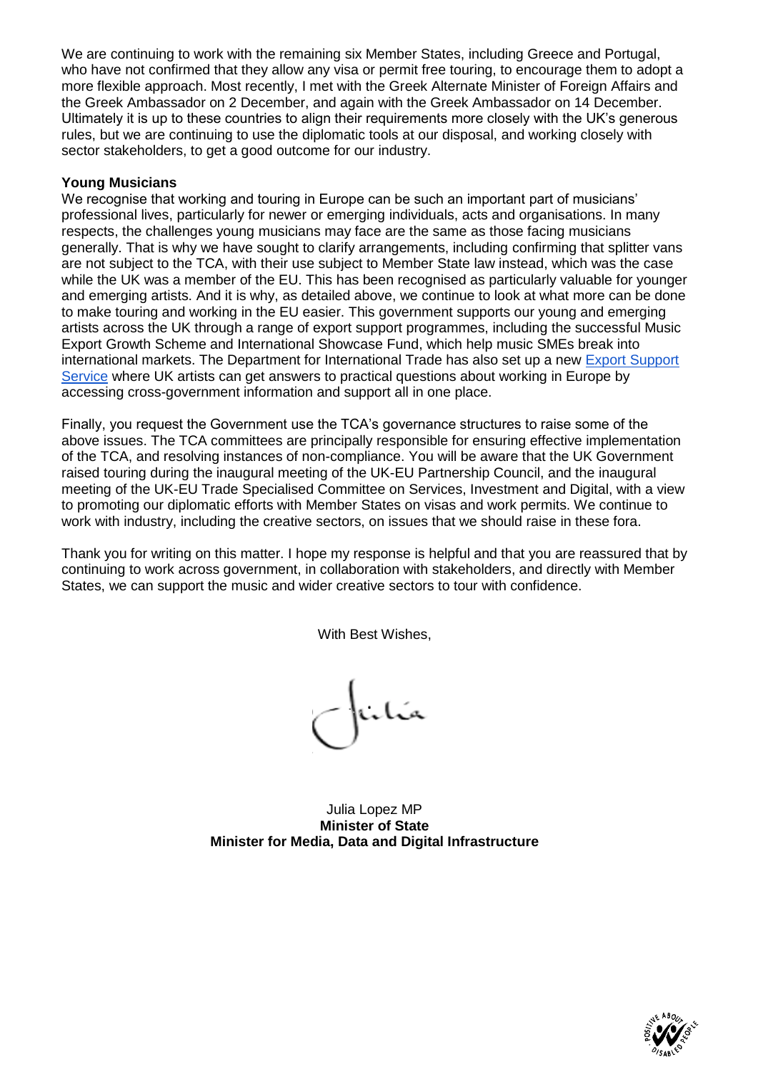We are continuing to work with the remaining six Member States, including Greece and Portugal, who have not confirmed that they allow any visa or permit free touring, to encourage them to adopt a more flexible approach. Most recently, I met with the Greek Alternate Minister of Foreign Affairs and the Greek Ambassador on 2 December, and again with the Greek Ambassador on 14 December. Ultimately it is up to these countries to align their requirements more closely with the UK's generous rules, but we are continuing to use the diplomatic tools at our disposal, and working closely with sector stakeholders, to get a good outcome for our industry.

**Young Musicians**

We recognise that working and touring in Europe can be such an important part of musicians' professional lives, particularly for newer or emerging individuals, acts and organisations. In many respects, the challenges young musicians may face are the same as those facing musicians generally. That is why we have sought to clarify arrangements, including confirming that splitter vans are not subject to the TCA, with their use subject to Member State law instead, which was the case while the UK was a member of the EU. This has been recognised as particularly valuable for younger and emerging artists. And it is why, as detailed above, we continue to look at what more can be done to make touring and working in the EU easier. This government supports our young and emerging artists across the UK through a range of export support programmes, including the successful Music Export Growth Scheme and International Showcase Fund, which help music SMEs break into international markets. The Department for International Trade has also set up a new Export Support Service where UK artists can get answers to practical questions about working in Europe by accessing cross-government information and support all in one place.

Finally, you request the Government use the TCA's governance structures to raise some of the above issues. The TCA committees are principally responsible for ensuring effective implementation of the TCA, and resolving instances of non-compliance. You will be aware that the UK Government raised touring during the inaugural meeting of the UK-EU Partnership Council, and the inaugural meeting of the UK-EU Trade Specialised Committee on Services, Investment and Digital, with a view to promoting our diplomatic efforts with Member States on visas and work permits. We continue to work with industry, including the creative sectors, on issues that we should raise in these fora.

Thank you for writing on this matter. I hope my response is helpful and that you are reassured that by continuing to work across government, in collaboration with stakeholders, and directly with Member States, we can support the music and wider creative sectors to tour with confidence.

With Best Wishes,

Julia

Julia Lopez MP
**Minister of State**
**Minister for Media, Data and Digital Infrastructure**